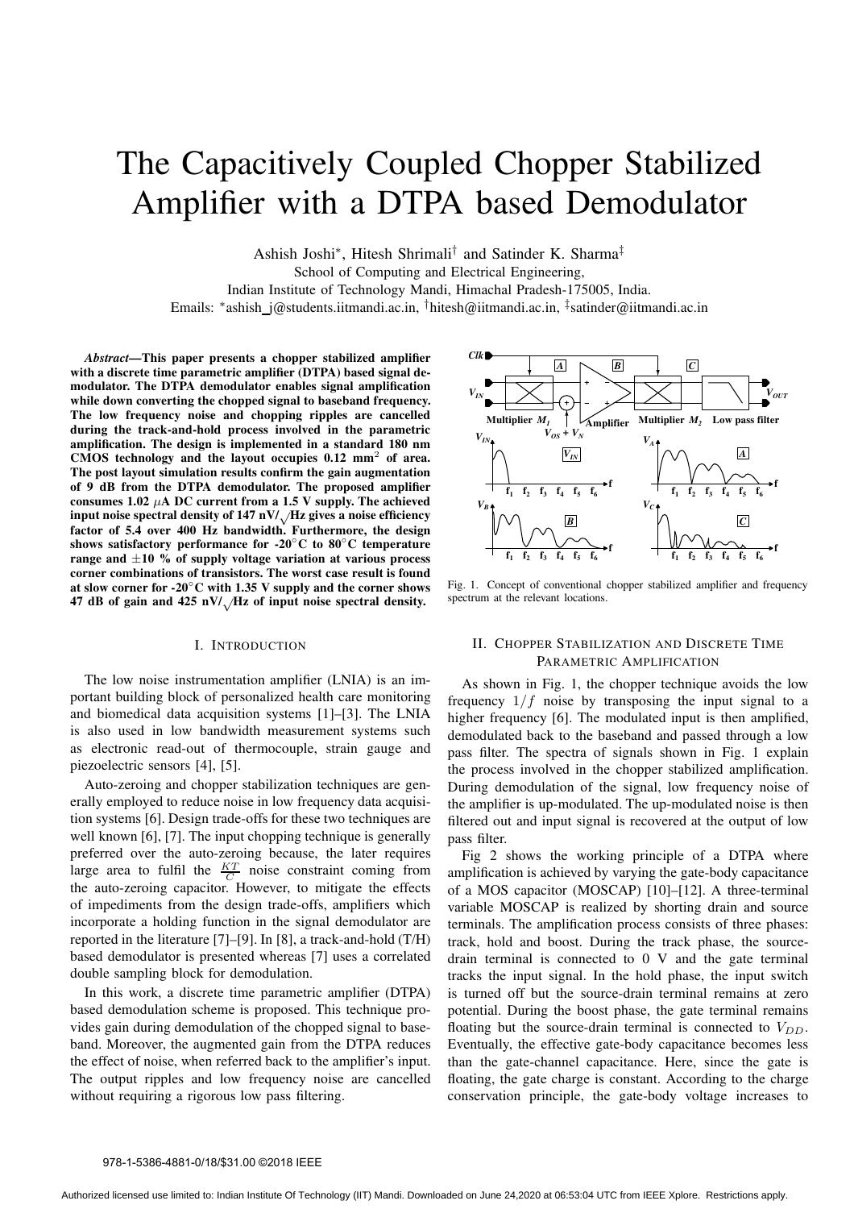# The Capacitively Coupled Chopper Stabilized Amplifier with a DTPA based Demodulator

Ashish Joshi*, Hitesh Shrimali† and Satinder K. Sharma‡

School of Computing and Electrical Engineering,
Indian Institute of Technology Mandi, Himachal Pradesh-175005, India.
Emails: *ashish_j@students.iitmandi.ac.in, †hitesh@iitmandi.ac.in, ‡satinder@iitmandi.ac.in

***Abstract*—This paper presents a chopper stabilized amplifier with a discrete time parametric amplifier (DTPA) based signal demodulator. The DTPA demodulator enables signal amplification while down converting the chopped signal to baseband frequency. The low frequency noise and chopping ripples are cancelled during the track-and-hold process involved in the parametric amplification. The design is implemented in a standard 180 nm CMOS technology and the layout occupies 0.12 mm$^2$ of area. The post layout simulation results confirm the gain augmentation of 9 dB from the DTPA demodulator. The proposed amplifier consumes 1.02 $\mu$A DC current from a 1.5 V supply. The achieved input noise spectral density of 147 nV/$\sqrt{}$Hz gives a noise efficiency factor of 5.4 over 400 Hz bandwidth. Moreover, the design shows satisfactory performance for -20$^\circ$C to 80$^\circ$C temperature range and $\pm$10 % of supply voltage variation at various process corner combinations of transistors. The worst case result is found at slow corner for -20$^\circ$C with 1.35 V supply and the corner shows 47 dB of gain and 425 nV/$\sqrt{}$Hz of input noise spectral density.**

## I. Introduction

The low noise instrumentation amplifier (LNIA) is an important building block of personalized health care monitoring and biomedical data acquisition systems [1]–[3]. The LNIA is also used in low bandwidth measurement systems such as electronic read-out of thermocouple, strain gauge and piezoelectric sensors [4], [5].

Auto-zeroing and chopper stabilization techniques are generally employed to reduce noise in low frequency data acquisition systems [6]. Design trade-offs for these two techniques are well known [6], [7]. The input chopping technique is generally preferred over the auto-zeroing because, the later requires large area to fulfil the $\frac{KT}{C}$ noise constraint coming from the auto-zeroing capacitor. However, to mitigate the effects of impediments from the design trade-offs, amplifiers which incorporate a holding function in the signal demodulator are reported in the literature [7]–[9]. In [8], a track-and-hold (T/H) based demodulator is presented whereas [7] uses a correlated double sampling block for demodulation.

In this work, a discrete time parametric amplifier (DTPA) based demodulation scheme is proposed. This technique provides gain during demodulation of the chopped signal to baseband. Moreover, the augmented gain from the DTPA reduces the effect of noise, when referred back to the amplifier's input. The output ripples and low frequency noise are cancelled without requiring a rigorous low pass filtering.

Fig. 1. Concept of conventional chopper stabilized amplifier and frequency spectrum at the relevant locations.

## II. Chopper Stabilization and Discrete Time Parametric Amplification

As shown in Fig. 1, the chopper technique avoids the low frequency $1/f$ noise by transposing the input signal to a higher frequency [6]. The modulated input is then amplified, demodulated back to the baseband and passed through a low pass filter. The spectra of signals shown in Fig. 1 explain the process involved in the chopper stabilized amplification. During demodulation of the signal, low frequency noise of the amplifier is up-modulated. The up-modulated noise is then filtered out and input signal is recovered at the output of low pass filter.

Fig 2 shows the working principle of a DTPA where amplification is achieved by varying the gate-body capacitance of a MOS capacitor (MOSCAP) [10]–[12]. A three-terminal variable MOSCAP is realized by shorting drain and source terminals. The amplification process consists of three phases: track, hold and boost. During the track phase, the source-drain terminal is connected to 0 V and the gate terminal tracks the input signal. In the hold phase, the input switch is turned off but the source-drain terminal remains at zero potential. During the boost phase, the gate terminal remains floating but the source-drain terminal is connected to $V_{DD}$. Eventually, the effective gate-body capacitance becomes less than the gate-channel capacitance. Here, since the gate is floating, the gate charge is constant. According to the charge conservation principle, the gate-body voltage increases to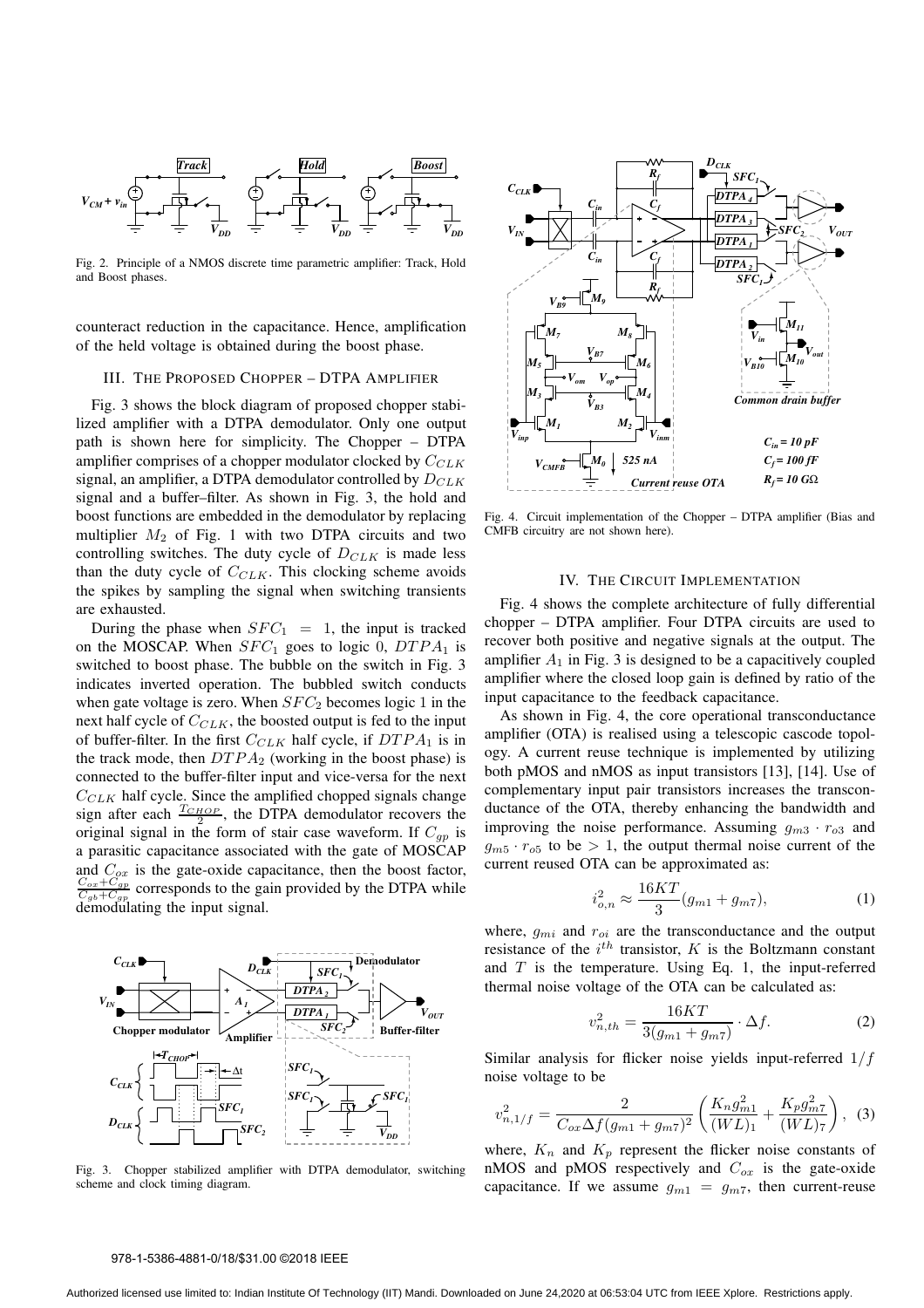Fig. 2. Principle of a NMOS discrete time parametric amplifier: Track, Hold and Boost phases.

counteract reduction in the capacitance. Hence, amplification of the held voltage is obtained during the boost phase.

## III. The Proposed Chopper – DTPA Amplifier

Fig. 3 shows the block diagram of proposed chopper stabilized amplifier with a DTPA demodulator. Only one output path is shown here for simplicity. The Chopper – DTPA amplifier comprises of a chopper modulator clocked by $C_{CLK}$ signal, an amplifier, a DTPA demodulator controlled by $D_{CLK}$ signal and a buffer–filter. As shown in Fig. 3, the hold and boost functions are embedded in the demodulator by replacing multiplier $M_2$ of Fig. 1 with two DTPA circuits and two controlling switches. The duty cycle of $D_{CLK}$ is made less than the duty cycle of $C_{CLK}$. This clocking scheme avoids the spikes by sampling the signal when switching transients are exhausted.

During the phase when $SFC_1 = 1$, the input is tracked on the MOSCAP. When $SFC_1$ goes to logic 0, $DTPA_1$ is switched to boost phase. The bubble on the switch in Fig. 3 indicates inverted operation. The bubbled switch conducts when gate voltage is zero. When $SFC_2$ becomes logic 1 in the next half cycle of $C_{CLK}$, the boosted output is fed to the input of buffer-filter. In the first $C_{CLK}$ half cycle, if $DTPA_1$ is in the track mode, then $DTPA_2$ (working in the boost phase) is connected to the buffer-filter input and vice-versa for the next $C_{CLK}$ half cycle. Since the amplified chopped signals change sign after each $\frac{T_{CHOP}}{2}$, the DTPA demodulator recovers the original signal in the form of stair case waveform. If $C_{gp}$ is a parasitic capacitance associated with the gate of MOSCAP and $C_{ox}$ is the gate-oxide capacitance, then the boost factor, $\frac{C_{ox}+C_{gp}}{C_{gb}+C_{gp}}$ corresponds to the gain provided by the DTPA while demodulating the input signal.

Fig. 3. Chopper stabilized amplifier with DTPA demodulator, switching scheme and clock timing diagram.

Fig. 4. Circuit implementation of the Chopper – DTPA amplifier (Bias and CMFB circuitry are not shown here).

## IV. The Circuit Implementation

Fig. 4 shows the complete architecture of fully differential chopper – DTPA amplifier. Four DTPA circuits are used to recover both positive and negative signals at the output. The amplifier $A_1$ in Fig. 3 is designed to be a capacitively coupled amplifier where the closed loop gain is defined by ratio of the input capacitance to the feedback capacitance.

As shown in Fig. 4, the core operational transconductance amplifier (OTA) is realised using a telescopic cascode topology. A current reuse technique is implemented by utilizing both pMOS and nMOS as input transistors [13], [14]. Use of complementary input pair transistors increases the transconductance of the OTA, thereby enhancing the bandwidth and improving the noise performance. Assuming $g_{m3} \cdot r_{o3}$ and $g_{m5} \cdot r_{o5}$ to be $> 1$, the output thermal noise current of the current reused OTA can be approximated as:

$$i_{o,n}^2 \approx \frac{16KT}{3}(g_{m1} + g_{m7}), \tag{1}$$

where, $g_{mi}$ and $r_{oi}$ are the transconductance and the output resistance of the $i^{th}$ transistor, $K$ is the Boltzmann constant and $T$ is the temperature. Using Eq. 1, the input-referred thermal noise voltage of the OTA can be calculated as:

$$v_{n,th}^2 = \frac{16KT}{3(g_{m1} + g_{m7})} \cdot \Delta f. \tag{2}$$

Similar analysis for flicker noise yields input-referred $1/f$ noise voltage to be

$$v_{n,1/f}^2 = \frac{2}{C_{ox}\Delta f(g_{m1} + g_{m7})^2}\left(\frac{K_n g_{m1}^2}{(WL)_1} + \frac{K_p g_{m7}^2}{(WL)_7}\right), \tag{3}$$

where, $K_n$ and $K_p$ represent the flicker noise constants of nMOS and pMOS respectively and $C_{ox}$ is the gate-oxide capacitance. If we assume $g_{m1} = g_{m7}$, then current-reuse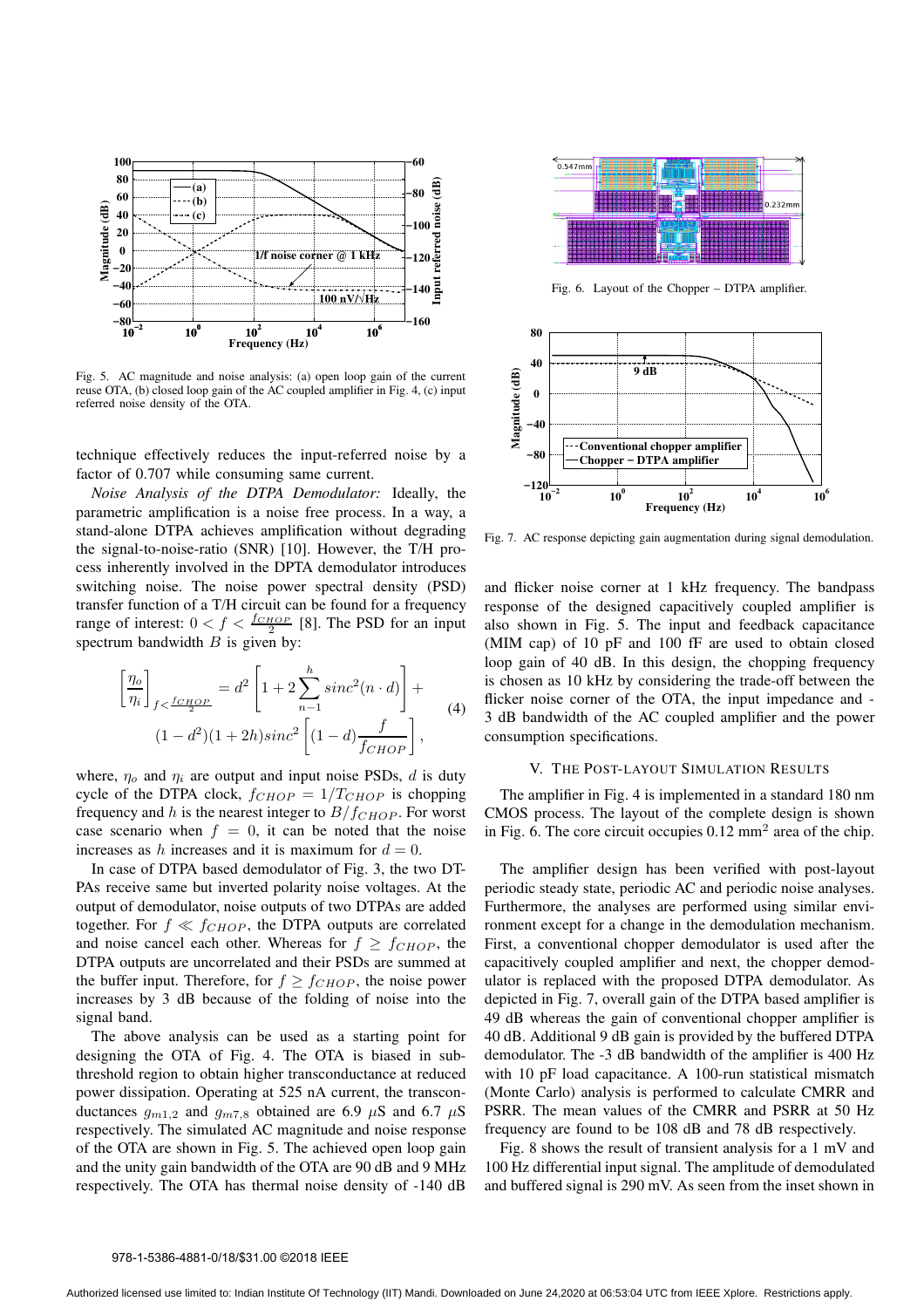Fig. 5. AC magnitude and noise analysis: (a) open loop gain of the current reuse OTA, (b) closed loop gain of the AC coupled amplifier in Fig. 4, (c) input referred noise density of the OTA.

technique effectively reduces the input-referred noise by a factor of 0.707 while consuming same current.

*Noise Analysis of the DTPA Demodulator:* Ideally, the parametric amplification is a noise free process. In a way, a stand-alone DTPA achieves amplification without degrading the signal-to-noise-ratio (SNR) [10]. However, the T/H process inherently involved in the DTPA demodulator introduces switching noise. The noise power spectral density (PSD) transfer function of a T/H circuit can be found for a frequency range of interest: $0 < f < \frac{f_{CHOP}}{2}$ [8]. The PSD for an input spectrum bandwidth $B$ is given by:

$$\left[\frac{\eta_o}{\eta_i}\right]_{f<\frac{f_{CHOP}}{2}} = d^2\left[1 + 2\sum_{n-1}^{h} sinc^2(n \cdot d)\right] + (1-d^2)(1+2h)sinc^2\left[(1-d)\frac{f}{f_{CHOP}}\right], \tag{4}$$

where, $\eta_o$ and $\eta_i$ are output and input noise PSDs, $d$ is duty cycle of the DTPA clock, $f_{CHOP} = 1/T_{CHOP}$ is chopping frequency and $h$ is the nearest integer to $B/f_{CHOP}$. For worst case scenario when $f = 0$, it can be noted that the noise increases as $h$ increases and it is maximum for $d = 0$.

In case of DTPA based demodulator of Fig. 3, the two DTPAs receive same but inverted polarity noise voltages. At the output of demodulator, noise outputs of two DTPAs are added together. For $f \ll f_{CHOP}$, the DTPA outputs are correlated and noise cancel each other. Whereas for $f \geq f_{CHOP}$, the DTPA outputs are uncorrelated and their PSDs are summed at the buffer input. Therefore, for $f \geq f_{CHOP}$, the noise power increases by 3 dB because of the folding of noise into the signal band.

The above analysis can be used as a starting point for designing the OTA of Fig. 4. The OTA is biased in subthreshold region to obtain higher transconductance at reduced power dissipation. Operating at 525 nA current, the transconductances $g_{m1,2}$ and $g_{m7,8}$ obtained are 6.9 $\mu$S and 6.7 $\mu$S respectively. The simulated AC magnitude and noise response of the OTA are shown in Fig. 5. The achieved open loop gain and the unity gain bandwidth of the OTA are 90 dB and 9 MHz respectively. The OTA has thermal noise density of -140 dB and flicker noise corner at 1 kHz frequency. The bandpass response of the designed capacitively coupled amplifier is also shown in Fig. 5. The input and feedback capacitance (MIM cap) of 10 pF and 100 fF are used to obtain closed loop gain of 40 dB. In this design, the chopping frequency is chosen as 10 kHz by considering the trade-off between the flicker noise corner of the OTA, the input impedance and -3 dB bandwidth of the AC coupled amplifier and the power consumption specifications.

Fig. 6. Layout of the Chopper – DTPA amplifier.

Fig. 7. AC response depicting gain augmentation during signal demodulation.

## V. The Post-Layout Simulation Results

The amplifier in Fig. 4 is implemented in a standard 180 nm CMOS process. The layout of the complete design is shown in Fig. 6. The core circuit occupies 0.12 mm$^2$ area of the chip.

The amplifier design has been verified with post-layout periodic steady state, periodic AC and periodic noise analyses. Furthermore, the analyses are performed using similar environment except for a change in the demodulation mechanism. First, a conventional chopper demodulator is used after the capacitively coupled amplifier and next, the chopper demodulator is replaced with the proposed DTPA demodulator. As depicted in Fig. 7, overall gain of the DTPA based amplifier is 49 dB whereas the gain of conventional chopper amplifier is 40 dB. Additional 9 dB gain is provided by the buffered DTPA demodulator. The -3 dB bandwidth of the amplifier is 400 Hz with 10 pF load capacitance. A 100-run statistical mismatch (Monte Carlo) analysis is performed to calculate CMRR and PSRR. The mean values of the CMRR and PSRR at 50 Hz frequency are found to be 108 dB and 78 dB respectively.

Fig. 8 shows the result of transient analysis for a 1 mV and 100 Hz differential input signal. The amplitude of demodulated and buffered signal is 290 mV. As seen from the inset shown in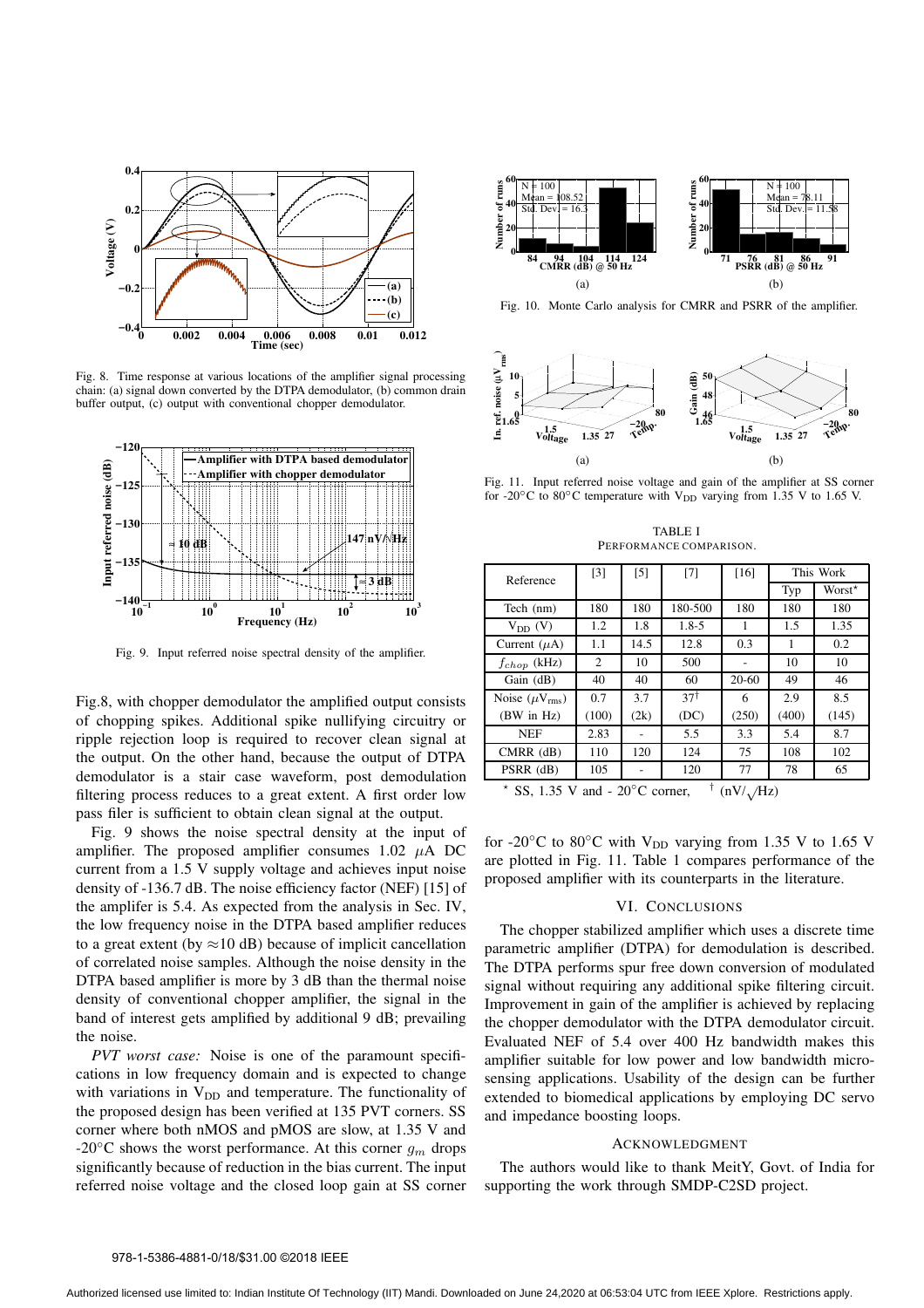Fig. 8. Time response at various locations of the amplifier signal processing chain: (a) signal down converted by the DTPA demodulator, (b) common drain buffer output, (c) output with conventional chopper demodulator.

Fig. 9. Input referred noise spectral density of the amplifier.

Fig.8, with chopper demodulator the amplified output consists of chopping spikes. Additional spike nullifying circuitry or ripple rejection loop is required to recover clean signal at the output. On the other hand, because the output of DTPA demodulator is a stair case waveform, post demodulation filtering process reduces to a great extent. A first order low pass filer is sufficient to obtain clean signal at the output.

Fig. 9 shows the noise spectral density at the input of amplifier. The proposed amplifier consumes 1.02 $\mu$A DC current from a 1.5 V supply voltage and achieves input noise density of -136.7 dB. The noise efficiency factor (NEF) [15] of the amplifer is 5.4. As expected from the analysis in Sec. IV, the low frequency noise in the DTPA based amplifier reduces to a great extent (by $\approx$10 dB) because of implicit cancellation of correlated noise samples. Although the noise density in the DTPA based amplifier is more by 3 dB than the thermal noise density of conventional chopper amplifier, the signal in the band of interest gets amplified by additional 9 dB; prevailing the noise.

*PVT worst case:* Noise is one of the paramount specifications in low frequency domain and is expected to change with variations in $V_{DD}$ and temperature. The functionality of the proposed design has been verified at 135 PVT corners. SS corner where both nMOS and pMOS are slow, at 1.35 V and -20°C shows the worst performance. At this corner $g_m$ drops significantly because of reduction in the bias current. The input referred noise voltage and the closed loop gain at SS corner for -20°C to 80°C with $V_{DD}$ varying from 1.35 V to 1.65 V are plotted in Fig. 11. Table 1 compares performance of the proposed amplifier with its counterparts in the literature.

Fig. 10. Monte Carlo analysis for CMRR and PSRR of the amplifier.

Fig. 11. Input referred noise voltage and gain of the amplifier at SS corner for -20°C to 80°C temperature with $V_{DD}$ varying from 1.35 V to 1.65 V.

TABLE I
PERFORMANCE COMPARISON.

| Reference | [3] | [5] | [7] | [16] | This Work | |
|---|---|---|---|---|---|---|
| | | | | | Typ | Worst* |
| Tech (nm) | 180 | 180 | 180-500 | 180 | 180 | 180 |
| $V_{DD}$ (V) | 1.2 | 1.8 | 1.8-5 | 1 | 1.5 | 1.35 |
| Current ($\mu$A) | 1.1 | 14.5 | 12.8 | 0.3 | 1 | 0.2 |
| $f_{chop}$ (kHz) | 2 | 10 | 500 | - | 10 | 10 |
| Gain (dB) | 40 | 40 | 60 | 20-60 | 49 | 46 |
| Noise ($\mu V_{rms}$) (BW in Hz) | 0.7 (100) | 3.7 (2k) | 37† (DC) | 6 (250) | 2.9 (400) | 8.5 (145) |
| NEF | 2.83 | - | 5.5 | 3.3 | 5.4 | 8.7 |
| CMRR (dB) | 110 | 120 | 124 | 75 | 108 | 102 |
| PSRR (dB) | 105 | - | 120 | 77 | 78 | 65 |

\* SS, 1.35 V and - 20°C corner, † (nV/$\sqrt{}$Hz)

## VI. Conclusions

The chopper stabilized amplifier which uses a discrete time parametric amplifier (DTPA) for demodulation is described. The DTPA performs spur free down conversion of modulated signal without requiring any additional spike filtering circuit. Improvement in gain of the amplifier is achieved by replacing the chopper demodulator with the DTPA demodulator circuit. Evaluated NEF of 5.4 over 400 Hz bandwidth makes this amplifier suitable for low power and low bandwidth microsensing applications. Usability of the design can be further extended to biomedical applications by employing DC servo and impedance boosting loops.

## Acknowledgment

The authors would like to thank MeitY, Govt. of India for supporting the work through SMDP-C2SD project.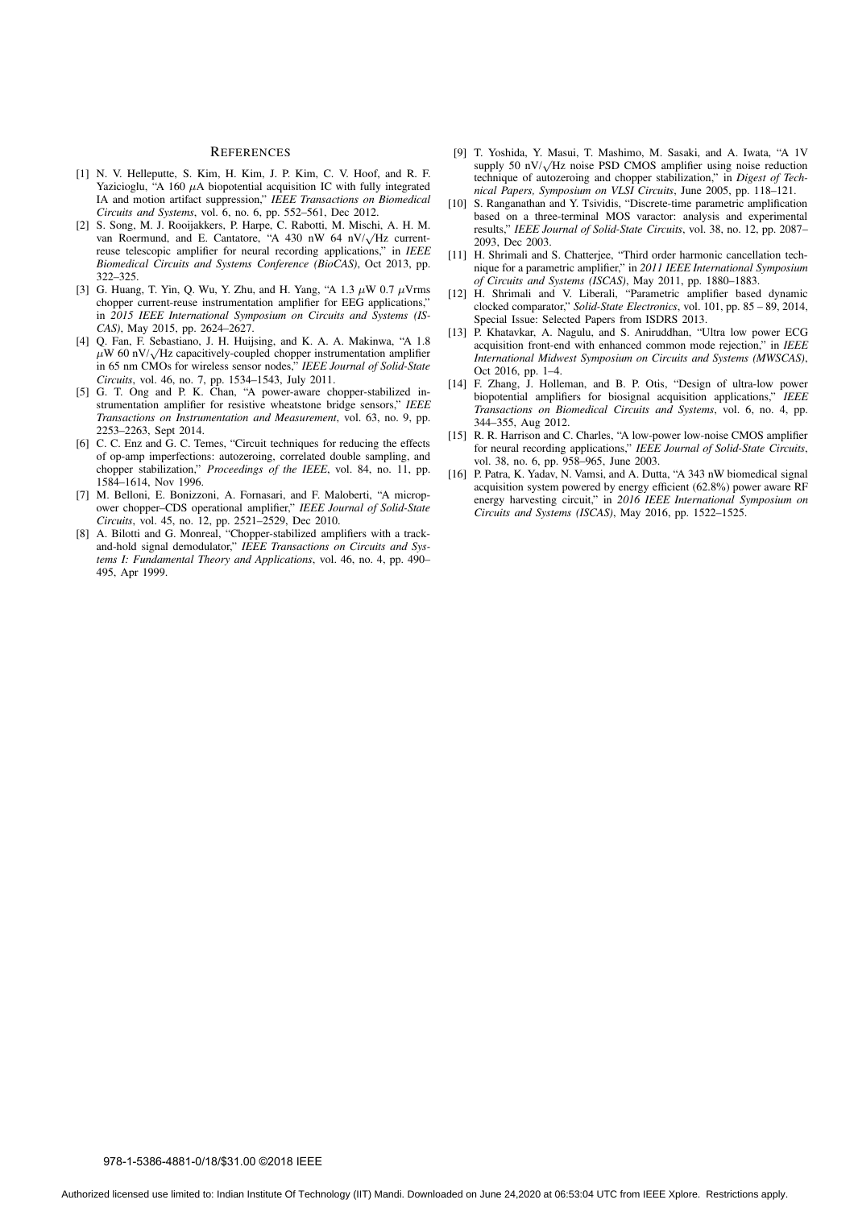## References

[1] N. V. Helleputte, S. Kim, H. Kim, J. P. Kim, C. V. Hoof, and R. F. Yazicioglu, "A 160 $\mu$A biopotential acquisition IC with fully integrated IA and motion artifact suppression," *IEEE Transactions on Biomedical Circuits and Systems*, vol. 6, no. 6, pp. 552–561, Dec 2012.

[2] S. Song, M. J. Rooijakkers, P. Harpe, C. Rabotti, M. Mischi, A. H. M. van Roermund, and E. Cantatore, "A 430 nW 64 nV/$\sqrt{}$Hz current-reuse telescopic amplifier for neural recording applications," in *IEEE Biomedical Circuits and Systems Conference (BioCAS)*, Oct 2013, pp. 322–325.

[3] G. Huang, T. Yin, Q. Wu, Y. Zhu, and H. Yang, "A 1.3 $\mu$W 0.7 $\mu$Vrms chopper current-reuse instrumentation amplifier for EEG applications," in *2015 IEEE International Symposium on Circuits and Systems (ISCAS)*, May 2015, pp. 2624–2627.

[4] Q. Fan, F. Sebastiano, J. H. Huijsing, and K. A. A. Makinwa, "A 1.8 $\mu$W 60 nV/$\sqrt{}$Hz capacitively-coupled chopper instrumentation amplifier in 65 nm CMOs for wireless sensor nodes," *IEEE Journal of Solid-State Circuits*, vol. 46, no. 7, pp. 1534–1543, July 2011.

[5] G. T. Ong and P. K. Chan, "A power-aware chopper-stabilized instrumentation amplifier for resistive wheatstone bridge sensors," *IEEE Transactions on Instrumentation and Measurement*, vol. 63, no. 9, pp. 2253–2263, Sept 2014.

[6] C. C. Enz and G. C. Temes, "Circuit techniques for reducing the effects of op-amp imperfections: autozeroing, correlated double sampling, and chopper stabilization," *Proceedings of the IEEE*, vol. 84, no. 11, pp. 1584–1614, Nov 1996.

[7] M. Belloni, E. Bonizzoni, A. Fornasari, and F. Maloberti, "A micropower chopper–CDS operational amplifier," *IEEE Journal of Solid-State Circuits*, vol. 45, no. 12, pp. 2521–2529, Dec 2010.

[8] A. Bilotti and G. Monreal, "Chopper-stabilized amplifiers with a track-and-hold signal demodulator," *IEEE Transactions on Circuits and Systems I: Fundamental Theory and Applications*, vol. 46, no. 4, pp. 490–495, Apr 1999.

[9] T. Yoshida, Y. Masui, T. Mashimo, M. Sasaki, and A. Iwata, "A 1V supply 50 nV/$\sqrt{}$Hz noise PSD CMOS amplifier using noise reduction technique of autozeroing and chopper stabilization," in *Digest of Technical Papers, Symposium on VLSI Circuits*, June 2005, pp. 118–121.

[10] S. Ranganathan and Y. Tsividis, "Discrete-time parametric amplification based on a three-terminal MOS varactor: analysis and experimental results," *IEEE Journal of Solid-State Circuits*, vol. 38, no. 12, pp. 2087–2093, Dec 2003.

[11] H. Shrimali and S. Chatterjee, "Third order harmonic cancellation technique for a parametric amplifier," in *2011 IEEE International Symposium of Circuits and Systems (ISCAS)*, May 2011, pp. 1880–1883.

[12] H. Shrimali and V. Liberali, "Parametric amplifier based dynamic clocked comparator," *Solid-State Electronics*, vol. 101, pp. 85 – 89, 2014, Special Issue: Selected Papers from ISDRS 2013.

[13] P. Khatavkar, A. Nagulu, and S. Aniruddhan, "Ultra low power ECG acquisition front-end with enhanced common mode rejection," in *IEEE International Midwest Symposium on Circuits and Systems (MWSCAS)*, Oct 2016, pp. 1–4.

[14] F. Zhang, J. Holleman, and B. P. Otis, "Design of ultra-low power biopotential amplifiers for biosignal acquisition applications," *IEEE Transactions on Biomedical Circuits and Systems*, vol. 6, no. 4, pp. 344–355, Aug 2012.

[15] R. R. Harrison and C. Charles, "A low-power low-noise CMOS amplifier for neural recording applications," *IEEE Journal of Solid-State Circuits*, vol. 38, no. 6, pp. 958–965, June 2003.

[16] P. Patra, K. Yadav, N. Vamsi, and A. Dutta, "A 343 nW biomedical signal acquisition system powered by energy efficient (62.8%) power aware RF energy harvesting circuit," in *2016 IEEE International Symposium on Circuits and Systems (ISCAS)*, May 2016, pp. 1522–1525.